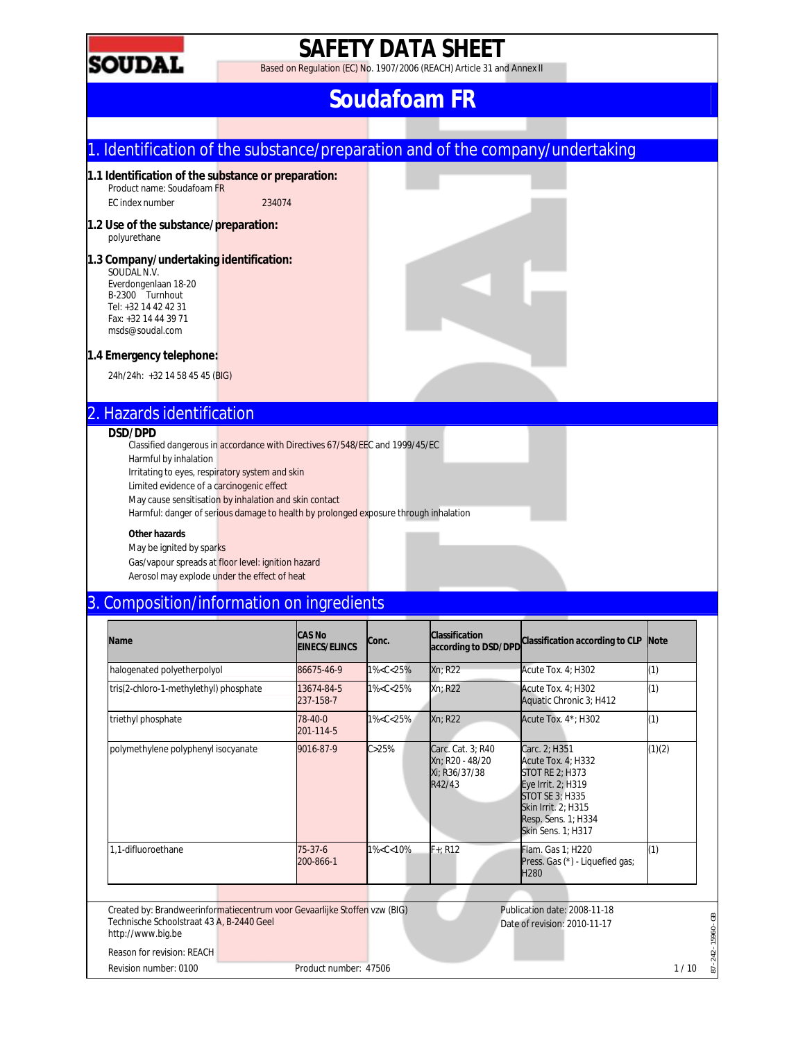# SAFETY DATA SHEET

Based on Regulation (EC) No. 1907/2006 (REACH) Article 31 and Annex II

# Soudafoam FR

## 1. Identification of the substance/preparation and of the company/undertaking

### 1.1 Identification of the substance or preparation:

Product name: Soudafoam FR

EC index number 234074

### 1.2 Use of the substance/preparation:

polyurethane

### 1.3 Company/undertaking identification:

SOUDAL N.V.
Everdongenlaan 18-20
B-2300 Turnhout
Tel: +32 14 42 42 31
Fax: +32 14 44 39 71
msds@soudal.com

### 1.4 Emergency telephone:

24h/24h: +32 14 58 45 45 (BIG)

## 2. Hazards identification

**DSD/DPD**

Classified dangerous in accordance with Directives 67/548/EEC and 1999/45/EC
Harmful by inhalation
Irritating to eyes, respiratory system and skin
Limited evidence of a carcinogenic effect
May cause sensitisation by inhalation and skin contact
Harmful: danger of serious damage to health by prolonged exposure through inhalation

**Other hazards**

May be ignited by sparks
Gas/vapour spreads at floor level: ignition hazard
Aerosol may explode under the effect of heat

## 3. Composition/information on ingredients

| Name | CAS No EINECS/ELINCS | Conc. | Classification according to DSD/DPD | Classification according to CLP | Note |
|---|---|---|---|---|---|
| halogenated polyetherpolyol | 86675-46-9 | 1%<C<25% | Xn; R22 | Acute Tox. 4; H302 | (1) |
| tris(2-chloro-1-methylethyl) phosphate | 13674-84-5 237-158-7 | 1%<C<25% | Xn; R22 | Acute Tox. 4; H302 Aquatic Chronic 3; H412 | (1) |
| triethyl phosphate | 78-40-0 201-114-5 | 1%<C<25% | Xn; R22 | Acute Tox. 4*; H302 | (1) |
| polymethylene polyphenyl isocyanate | 9016-87-9 | C>25% | Carc. Cat. 3; R40 Xn; R20 - 48/20 Xi; R36/37/38 R42/43 | Carc. 2; H351 Acute Tox. 4; H332 STOT RE 2; H373 Eye Irrit. 2; H319 STOT SE 3; H335 Skin Irrit. 2; H315 Resp. Sens. 1; H334 Skin Sens. 1; H317 | (1)(2) |
| 1,1-difluoroethane | 75-37-6 200-866-1 | 1%<C<10% | F+; R12 | Flam. Gas 1; H220 Press. Gas (*) - Liquefied gas; H280 | (1) |

Created by: Brandweerinformatiecentrum voor Gevaarlijke Stoffen vzw (BIG)
Technische Schoolstraat 43 A, B-2440 Geel
http://www.big.be

Publication date: 2008-11-18
Date of revision: 2010-11-17

Reason for revision: REACH

Revision number: 0100 Product number: 47506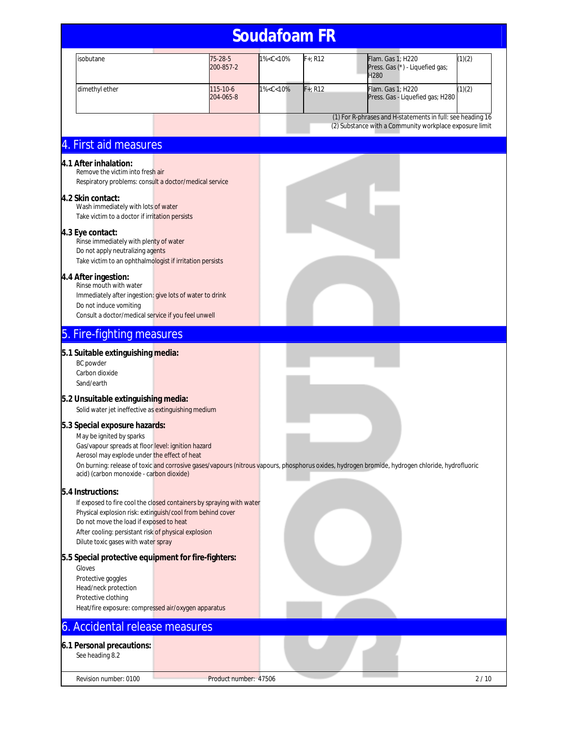| | | | | | |
|---|---|---|---|---|---|
| isobutane | 75-28-5<br>200-857-2 | 1%<C<10% | F+; R12 | Flam. Gas 1; H220<br>Press. Gas (*) - Liquefied gas; H280 | (1)(2) |
| dimethyl ether | 115-10-6<br>204-065-8 | 1%<C<10% | F+; R12 | Flam. Gas 1; H220<br>Press. Gas - Liquefied gas; H280 | (1)(2) |

(1) For R-phrases and H-statements in full: see heading 16
(2) Substance with a Community workplace exposure limit

# 4. First aid measures

### 4.1 After inhalation:

Remove the victim into fresh air
Respiratory problems: consult a doctor/medical service

### 4.2 Skin contact:

Wash immediately with lots of water
Take victim to a doctor if irritation persists

### 4.3 Eye contact:

Rinse immediately with plenty of water
Do not apply neutralizing agents
Take victim to an ophthalmologist if irritation persists

### 4.4 After ingestion:

Rinse mouth with water
Immediately after ingestion: give lots of water to drink
Do not induce vomiting
Consult a doctor/medical service if you feel unwell

# 5. Fire-fighting measures

### 5.1 Suitable extinguishing media:

BC powder
Carbon dioxide
Sand/earth

### 5.2 Unsuitable extinguishing media:

Solid water jet ineffective as extinguishing medium

### 5.3 Special exposure hazards:

May be ignited by sparks
Gas/vapour spreads at floor level: ignition hazard
Aerosol may explode under the effect of heat
On burning: release of toxic and corrosive gases/vapours (nitrous vapours, phosphorus oxides, hydrogen bromide, hydrogen chloride, hydrofluoric acid) (carbon monoxide - carbon dioxide)

### 5.4 Instructions:

If exposed to fire cool the closed containers by spraying with water
Physical explosion risk: extinguish/cool from behind cover
Do not move the load if exposed to heat
After cooling: persistant risk of physical explosion
Dilute toxic gases with water spray

### 5.5 Special protective equipment for fire-fighters:

Gloves
Protective goggles
Head/neck protection
Protective clothing
Heat/fire exposure: compressed air/oxygen apparatus

# 6. Accidental release measures

### 6.1 Personal precautions:

See heading 8.2

Revision number: 0100 Product number: 47506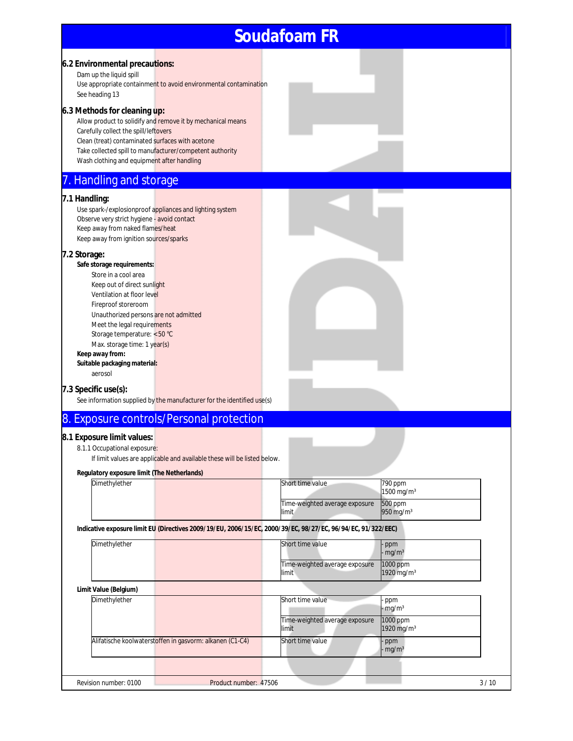### 6.2 Environmental precautions:

Dam up the liquid spill
Use appropriate containment to avoid environmental contamination
See heading 13

### 6.3 Methods for cleaning up:

Allow product to solidify and remove it by mechanical means
Carefully collect the spill/leftovers
Clean (treat) contaminated surfaces with acetone
Take collected spill to manufacturer/competent authority
Wash clothing and equipment after handling

## 7. Handling and storage

### 7.1 Handling:

Use spark-/explosionproof appliances and lighting system
Observe very strict hygiene - avoid contact
Keep away from naked flames/heat
Keep away from ignition sources/sparks

### 7.2 Storage:

**Safe storage requirements:**

Store in a cool area
Keep out of direct sunlight
Ventilation at floor level
Fireproof storeroom
Unauthorized persons are not admitted
Meet the legal requirements
Storage temperature: < 50 °C
Max. storage time: 1 year(s)

**Keep away from:**

**Suitable packaging material:**

aerosol

### 7.3 Specific use(s):

See information supplied by the manufacturer for the identified use(s)

## 8. Exposure controls/Personal protection

### 8.1 Exposure limit values:

8.1.1 Occupational exposure:

If limit values are applicable and available these will be listed below.

**Regulatory exposure limit (The Netherlands)**

| | | |
|---|---|---|
| Dimethylether | Short time value | 790 ppm<br>1500 mg/m³ |
| | Time-weighted average exposure limit | 500 ppm<br>950 mg/m³ |

**Indicative exposure limit EU (Directives 2009/19/EU, 2006/15/EC, 2000/39/EC, 98/27/EC, 96/94/EC, 91/322/EEC)**

| | | |
|---|---|---|
| Dimethylether | Short time value | - ppm<br>- mg/m³ |
| | Time-weighted average exposure limit | 1000 ppm<br>1920 mg/m³ |

**Limit Value (Belgium)**

| | | |
|---|---|---|
| Dimethylether | Short time value | - ppm<br>- mg/m³ |
| | Time-weighted average exposure limit | 1000 ppm<br>1920 mg/m³ |
| Alifatische koolwaterstoffen in gasvorm: alkanen (C1-C4) | Short time value | - ppm<br>- mg/m³ |

Revision number: 0100 Product number: 47506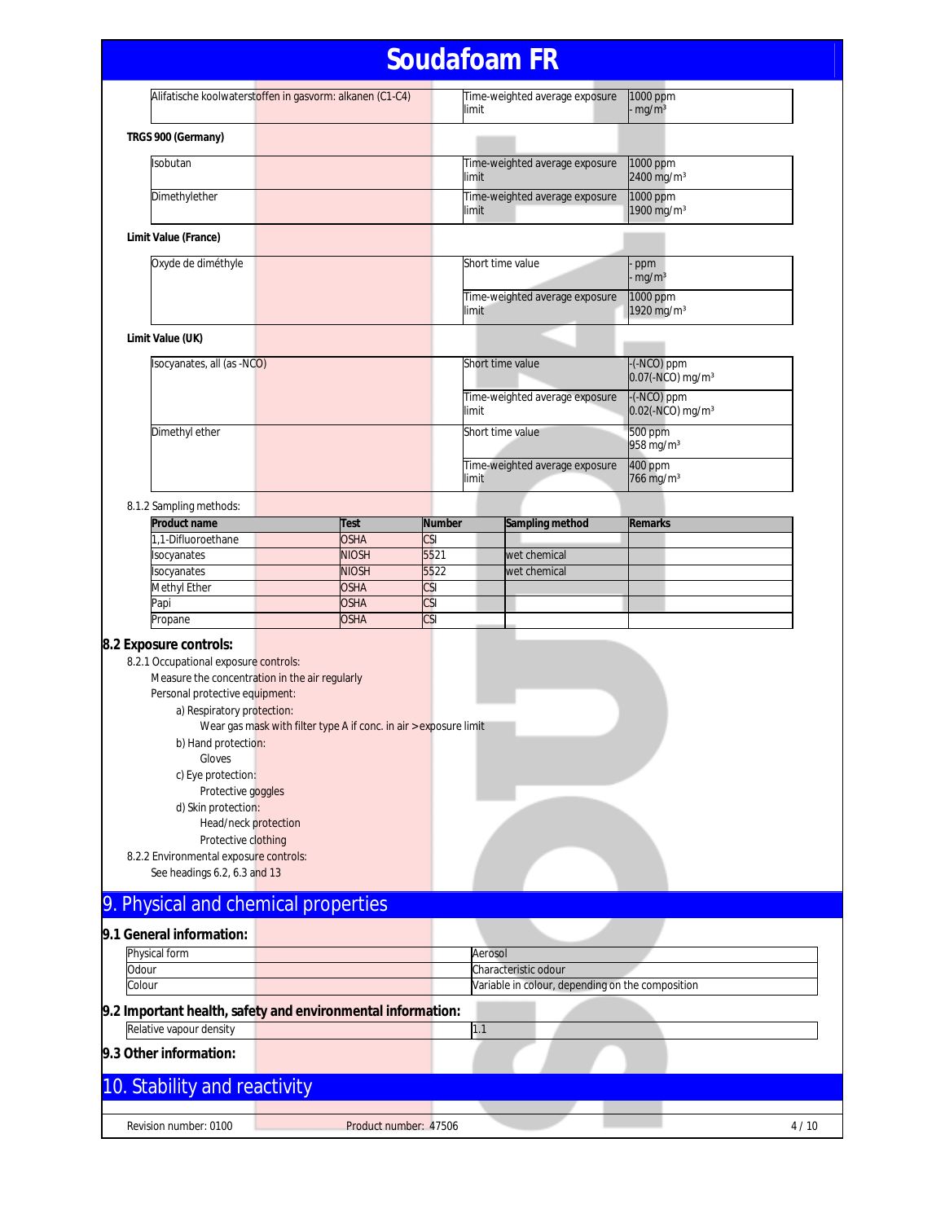| | | |
|---|---|---|
| Alifatische koolwaterstoffen in gasvorm: alkanen (C1-C4) | Time-weighted average exposure limit | 1000 ppm<br>- mg/m³ |

**TRGS 900 (Germany)**

| | | |
|---|---|---|
| Isobutan | Time-weighted average exposure limit | 1000 ppm<br>2400 mg/m³ |
| Dimethylether | Time-weighted average exposure limit | 1000 ppm<br>1900 mg/m³ |

**Limit Value (France)**

| | | |
|---|---|---|
| Oxyde de diméthyle | Short time value | - ppm<br>- mg/m³ |
| | Time-weighted average exposure limit | 1000 ppm<br>1920 mg/m³ |

**Limit Value (UK)**

| | | |
|---|---|---|
| Isocyanates, all (as -NCO) | Short time value | -(-NCO) ppm<br>0.07(-NCO) mg/m³ |
| | Time-weighted average exposure limit | -(-NCO) ppm<br>0.02(-NCO) mg/m³ |
| Dimethyl ether | Short time value | 500 ppm<br>958 mg/m³ |
| | Time-weighted average exposure limit | 400 ppm<br>766 mg/m³ |

8.1.2 Sampling methods:

| Product name | Test | Number | Sampling method | Remarks |
|---|---|---|---|---|
| 1,1-Difluoroethane | OSHA | CSI | | |
| Isocyanates | NIOSH | 5521 | wet chemical | |
| Isocyanates | NIOSH | 5522 | wet chemical | |
| Methyl Ether | OSHA | CSI | | |
| Papi | OSHA | CSI | | |
| Propane | OSHA | CSI | | |

## 8.2 Exposure controls:

8.2.1 Occupational exposure controls:

Measure the concentration in the air regularly

Personal protective equipment:

a) Respiratory protection:

Wear gas mask with filter type A if conc. in air > exposure limit

b) Hand protection:

Gloves

c) Eye protection:

Protective goggles

d) Skin protection:

Head/neck protection

Protective clothing

8.2.2 Environmental exposure controls:

See headings 6.2, 6.3 and 13

# 9. Physical and chemical properties

## 9.1 General information:

| | |
|---|---|
| Physical form | Aerosol |
| Odour | Characteristic odour |
| Colour | Variable in colour, depending on the composition |

## 9.2 Important health, safety and environmental information:

| | |
|---|---|
| Relative vapour density | 1.1 |

## 9.3 Other information:

# 10. Stability and reactivity

Revision number: 0100 Product number: 47506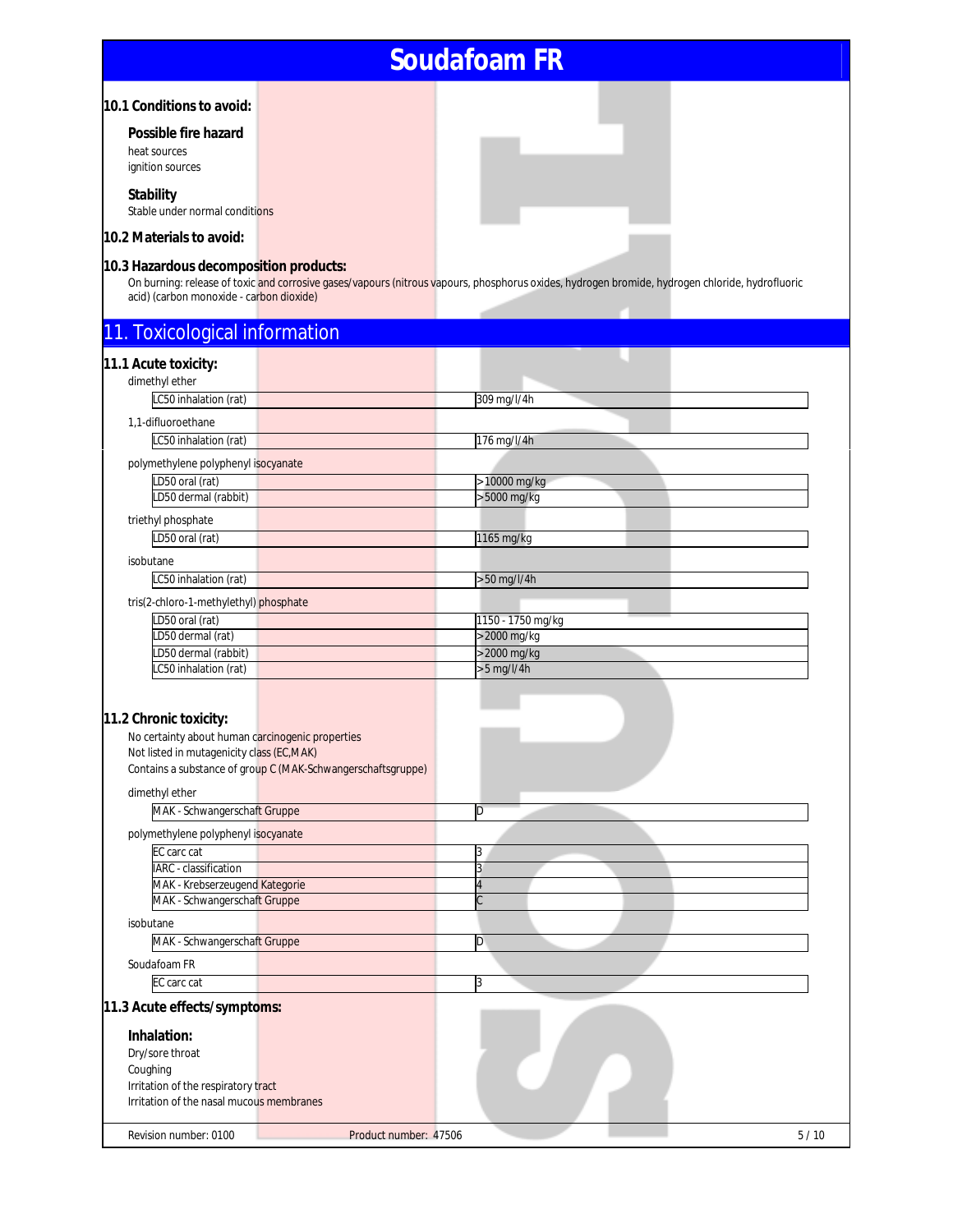# Soudafoam FR

### 10.1 Conditions to avoid:

**Possible fire hazard**

heat sources
ignition sources

**Stability**

Stable under normal conditions

### 10.2 Materials to avoid:

### 10.3 Hazardous decomposition products:

On burning: release of toxic and corrosive gases/vapours (nitrous vapours, phosphorus oxides, hydrogen bromide, hydrogen chloride, hydrofluoric acid) (carbon monoxide - carbon dioxide)

## 11. Toxicological information

### 11.1 Acute toxicity:

dimethyl ether

| | |
|---|---|
| LC50 inhalation (rat) | 309 mg/l/4h |

1,1-difluoroethane

| | |
|---|---|
| LC50 inhalation (rat) | 176 mg/l/4h |

polymethylene polyphenyl isocyanate

| | |
|---|---|
| LD50 oral (rat) | >10000 mg/kg |
| LD50 dermal (rabbit) | >5000 mg/kg |

triethyl phosphate

| | |
|---|---|
| LD50 oral (rat) | 1165 mg/kg |

isobutane

| | |
|---|---|
| LC50 inhalation (rat) | >50 mg/l/4h |

tris(2-chloro-1-methylethyl) phosphate

| | |
|---|---|
| LD50 oral (rat) | 1150 - 1750 mg/kg |
| LD50 dermal (rat) | >2000 mg/kg |
| LD50 dermal (rabbit) | >2000 mg/kg |
| LC50 inhalation (rat) | >5 mg/l/4h |

### 11.2 Chronic toxicity:

No certainty about human carcinogenic properties
Not listed in mutagenicity class (EC,MAK)
Contains a substance of group C (MAK-Schwangerschaftsgruppe)

dimethyl ether

| | |
|---|---|
| MAK - Schwangerschaft Gruppe | D |

polymethylene polyphenyl isocyanate

| | |
|---|---|
| EC carc cat | 3 |
| IARC - classification | 3 |
| MAK - Krebserzeugend Kategorie | 4 |
| MAK - Schwangerschaft Gruppe | C |

isobutane

| | |
|---|---|
| MAK - Schwangerschaft Gruppe | D |

Soudafoam FR

| | |
|---|---|
| EC carc cat | 3 |

### 11.3 Acute effects/symptoms:

**Inhalation:**

Dry/sore throat
Coughing
Irritation of the respiratory tract
Irritation of the nasal mucous membranes

Revision number: 0100 Product number: 47506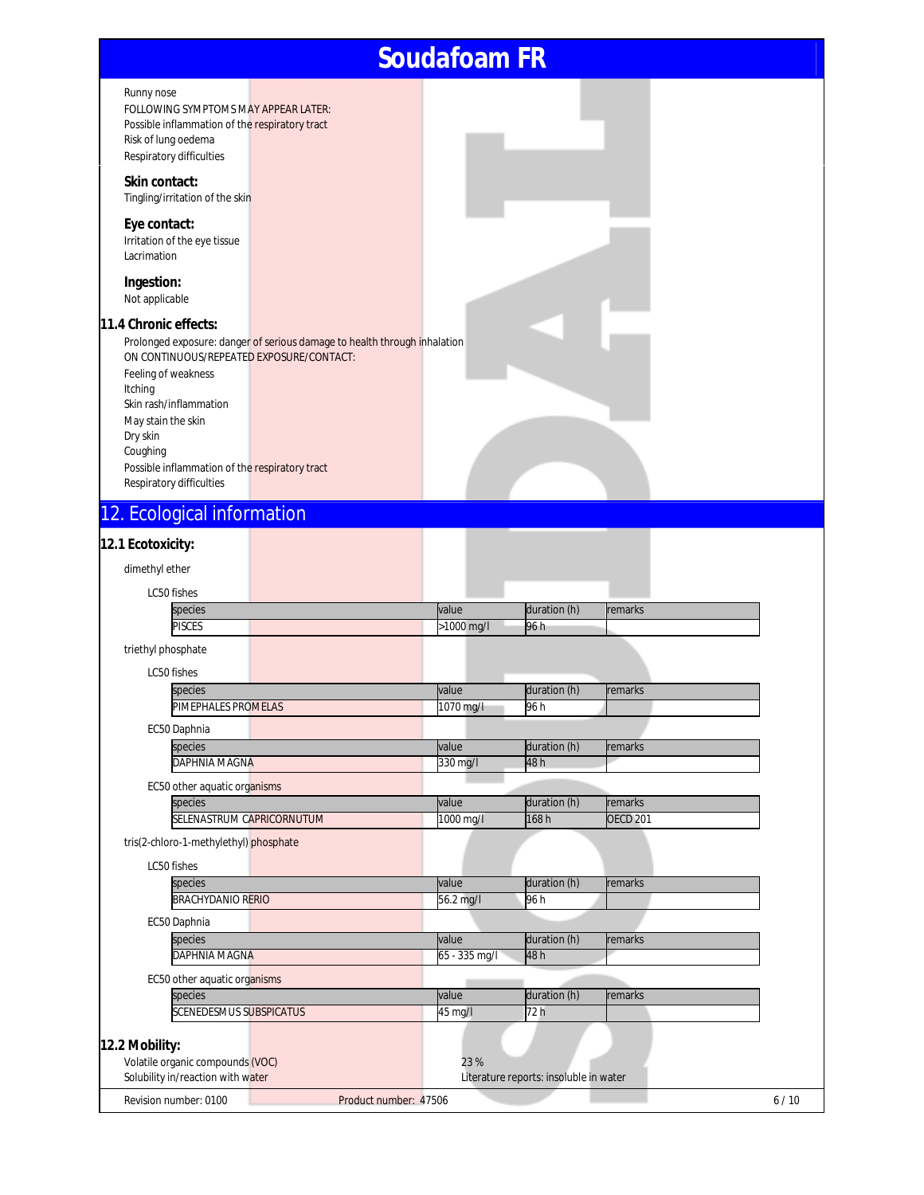Runny nose
FOLLOWING SYMPTOMS MAY APPEAR LATER:
Possible inflammation of the respiratory tract
Risk of lung oedema
Respiratory difficulties

**Skin contact:**
Tingling/irritation of the skin

**Eye contact:**
Irritation of the eye tissue
Lacrimation

**Ingestion:**
Not applicable

### 11.4 Chronic effects:

Prolonged exposure: danger of serious damage to health through inhalation
ON CONTINUOUS/REPEATED EXPOSURE/CONTACT:
Feeling of weakness
Itching
Skin rash/inflammation
May stain the skin
Dry skin
Coughing
Possible inflammation of the respiratory tract
Respiratory difficulties

## 12. Ecological information

### 12.1 Ecotoxicity:

dimethyl ether

LC50 fishes

| species | value | duration (h) | remarks |
|---|---|---|---|
| PISCES | >1000 mg/l | 96 h | |

triethyl phosphate

LC50 fishes

| species | value | duration (h) | remarks |
|---|---|---|---|
| PIMEPHALES PROMELAS | 1070 mg/l | 96 h | |

EC50 Daphnia

| species | value | duration (h) | remarks |
|---|---|---|---|
| DAPHNIA MAGNA | 330 mg/l | 48 h | |

EC50 other aquatic organisms

| species | value | duration (h) | remarks |
|---|---|---|---|
| SELENASTRUM CAPRICORNUTUM | 1000 mg/l | 168 h | OECD 201 |

tris(2-chloro-1-methylethyl) phosphate

LC50 fishes

| species | value | duration (h) | remarks |
|---|---|---|---|
| BRACHYDANIO RERIO | 56.2 mg/l | 96 h | |

EC50 Daphnia

| species | value | duration (h) | remarks |
|---|---|---|---|
| DAPHNIA MAGNA | 65 - 335 mg/l | 48 h | |

EC50 other aquatic organisms

| species | value | duration (h) | remarks |
|---|---|---|---|
| SCENEDESMUS SUBSPICATUS | 45 mg/l | 72 h | |

### 12.2 Mobility:

| | |
|---|---|
| Volatile organic compounds (VOC) | 23 % |
| Solubility in/reaction with water | Literature reports: insoluble in water |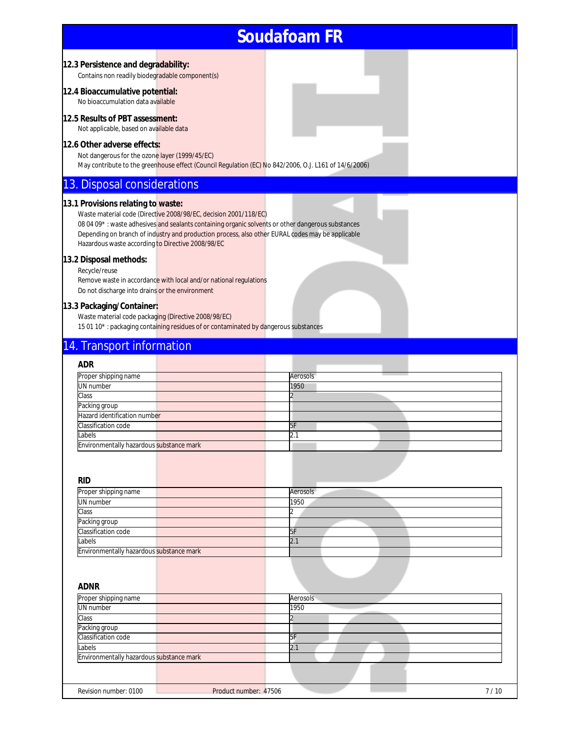### 12.3 Persistence and degradability:

Contains non readily biodegradable component(s)

### 12.4 Bioaccumulative potential:

No bioaccumulation data available

### 12.5 Results of PBT assessment:

Not applicable, based on available data

### 12.6 Other adverse effects:

Not dangerous for the ozone layer (1999/45/EC)

May contribute to the greenhouse effect (Council Regulation (EC) No 842/2006, O.J. L161 of 14/6/2006)

## 13. Disposal considerations

### 13.1 Provisions relating to waste:

Waste material code (Directive 2008/98/EC, decision 2001/118/EC)

08 04 09* : waste adhesives and sealants containing organic solvents or other dangerous substances

Depending on branch of industry and production process, also other EURAL codes may be applicable

Hazardous waste according to Directive 2008/98/EC

### 13.2 Disposal methods:

Recycle/reuse

Remove waste in accordance with local and/or national regulations

Do not discharge into drains or the environment

### 13.3 Packaging/Container:

Waste material code packaging (Directive 2008/98/EC)

15 01 10* : packaging containing residues of or contaminated by dangerous substances

## 14. Transport information

**ADR**

| | |
|---|---|
| Proper shipping name | Aerosols |
| UN number | 1950 |
| Class | 2 |
| Packing group | |
| Hazard identification number | |
| Classification code | 5F |
| Labels | 2.1 |
| Environmentally hazardous substance mark | |

**RID**

| | |
|---|---|
| Proper shipping name | Aerosols |
| UN number | 1950 |
| Class | 2 |
| Packing group | |
| Classification code | 5F |
| Labels | 2.1 |
| Environmentally hazardous substance mark | |

**ADNR**

| | |
|---|---|
| Proper shipping name | Aerosols |
| UN number | 1950 |
| Class | 2 |
| Packing group | |
| Classification code | 5F |
| Labels | 2.1 |
| Environmentally hazardous substance mark | |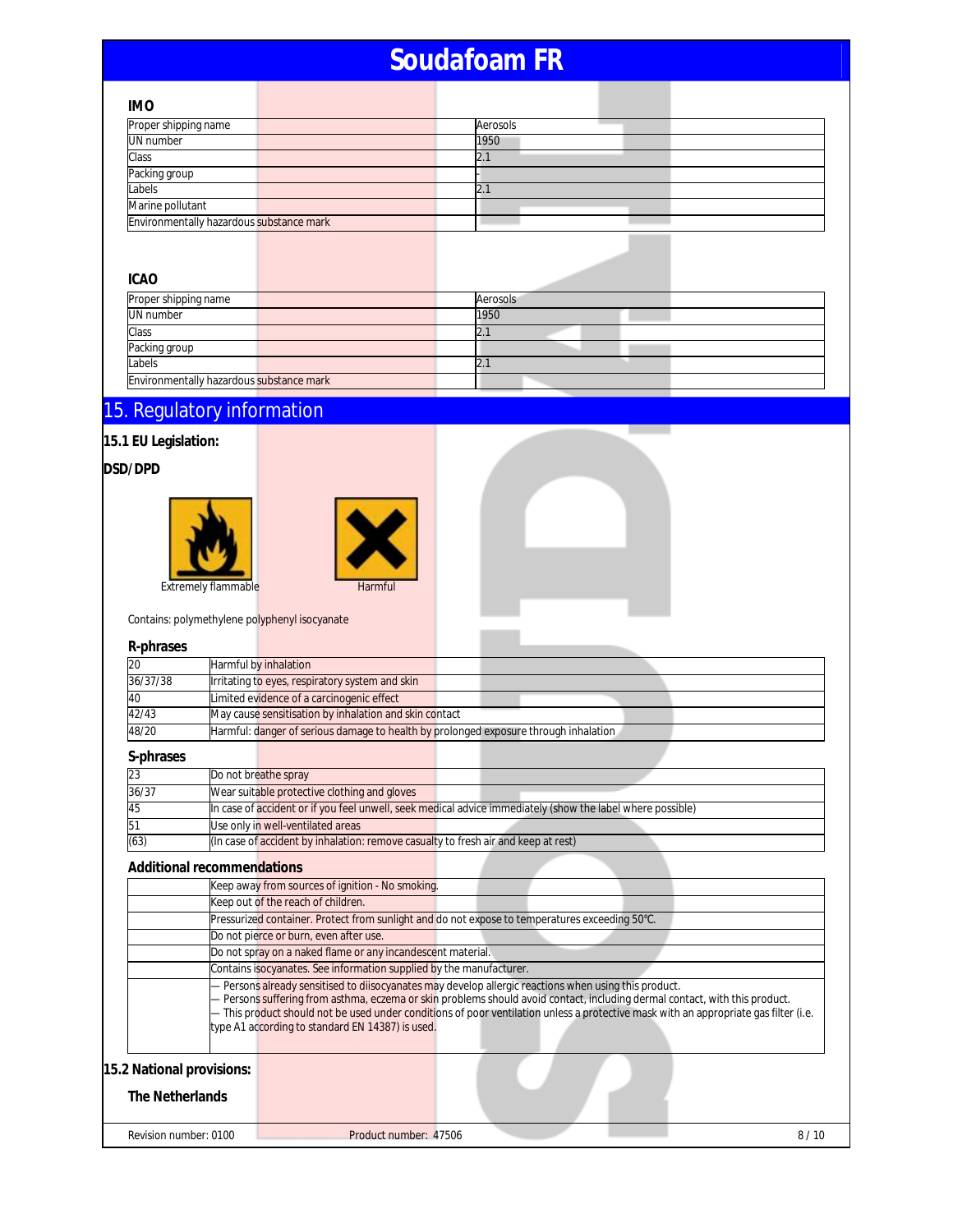### IMO

| | |
|---|---|
| Proper shipping name | Aerosols |
| UN number | 1950 |
| Class | 2.1 |
| Packing group | - |
| Labels | 2.1 |
| Marine pollutant | |
| Environmentally hazardous substance mark | |

### ICAO

| | |
|---|---|
| Proper shipping name | Aerosols |
| UN number | 1950 |
| Class | 2.1 |
| Packing group | |
| Labels | 2.1 |
| Environmentally hazardous substance mark | |

# 15. Regulatory information

## 15.1 EU Legislation:

## DSD/DPD

Extremely flammable

Harmful

Contains: polymethylene polyphenyl isocyanate

### R-phrases

| | |
|---|---|
| 20 | Harmful by inhalation |
| 36/37/38 | Irritating to eyes, respiratory system and skin |
| 40 | Limited evidence of a carcinogenic effect |
| 42/43 | May cause sensitisation by inhalation and skin contact |
| 48/20 | Harmful: danger of serious damage to health by prolonged exposure through inhalation |

### S-phrases

| | |
|---|---|
| 23 | Do not breathe spray |
| 36/37 | Wear suitable protective clothing and gloves |
| 45 | In case of accident or if you feel unwell, seek medical advice immediately (show the label where possible) |
| 51 | Use only in well-ventilated areas |
| (63) | (In case of accident by inhalation: remove casualty to fresh air and keep at rest) |

### Additional recommendations

| | |
|---|---|
| | Keep away from sources of ignition - No smoking. |
| | Keep out of the reach of children. |
| | Pressurized container. Protect from sunlight and do not expose to temperatures exceeding 50°C. |
| | Do not pierce or burn, even after use. |
| | Do not spray on a naked flame or any incandescent material. |
| | Contains isocyanates. See information supplied by the manufacturer. |
| | — Persons already sensitised to diisocyanates may develop allergic reactions when using this product. — Persons suffering from asthma, eczema or skin problems should avoid contact, including dermal contact, with this product. — This product should not be used under conditions of poor ventilation unless a protective mask with an appropriate gas filter (i.e. type A1 according to standard EN 14387) is used. |

## 15.2 National provisions:

### The Netherlands

Revision number: 0100 Product number: 47506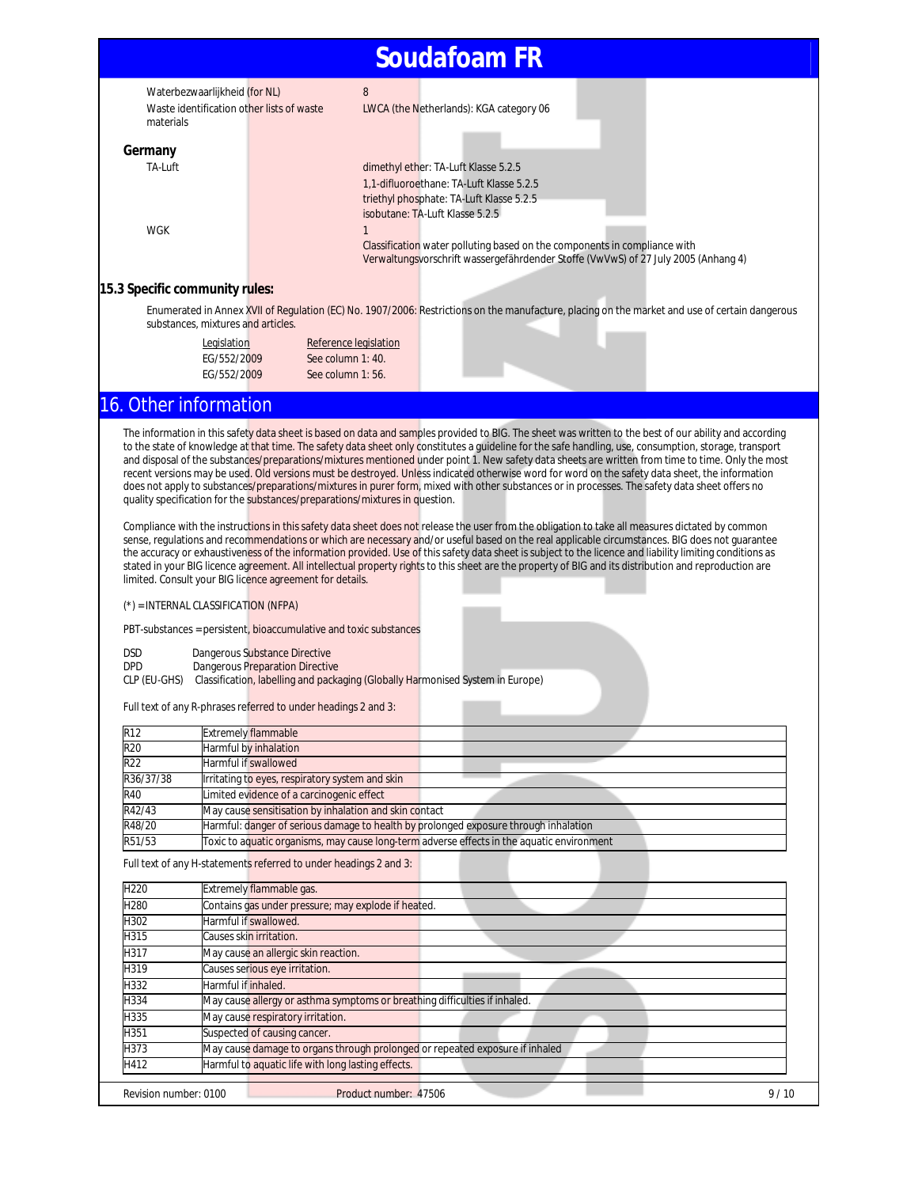| | |
|---|---|
| Waterbezwaarlijkheid (for NL) | 8 |
| Waste identification other lists of waste materials | LWCA (the Netherlands): KGA category 06 |

**Germany**

| | |
|---|---|
| TA-Luft | dimethyl ether: TA-Luft Klasse 5.2.5<br>1,1-difluoroethane: TA-Luft Klasse 5.2.5<br>triethyl phosphate: TA-Luft Klasse 5.2.5<br>isobutane: TA-Luft Klasse 5.2.5 |
| WGK | 1<br>Classification water polluting based on the components in compliance with Verwaltungsvorschrift wassergefährdender Stoffe (VwVwS) of 27 July 2005 (Anhang 4) |

### 15.3 Specific community rules:

Enumerated in Annex XVII of Regulation (EC) No. 1907/2006: Restrictions on the manufacture, placing on the market and use of certain dangerous substances, mixtures and articles.

| Legislation | Reference legislation |
|---|---|
| EG/552/2009 | See column 1: 40. |
| EG/552/2009 | See column 1: 56. |

## 16. Other information

The information in this safety data sheet is based on data and samples provided to BIG. The sheet was written to the best of our ability and according to the state of knowledge at that time. The safety data sheet only constitutes a guideline for the safe handling, use, consumption, storage, transport and disposal of the substances/preparations/mixtures mentioned under point 1. New safety data sheets are written from time to time. Only the most recent versions may be used. Old versions must be destroyed. Unless indicated otherwise word for word on the safety data sheet, the information does not apply to substances/preparations/mixtures in purer form, mixed with other substances or in processes. The safety data sheet offers no quality specification for the substances/preparations/mixtures in question.

Compliance with the instructions in this safety data sheet does not release the user from the obligation to take all measures dictated by common sense, regulations and recommendations or which are necessary and/or useful based on the real applicable circumstances. BIG does not guarantee the accuracy or exhaustiveness of the information provided. Use of this safety data sheet is subject to the licence and liability limiting conditions as stated in your BIG licence agreement. All intellectual property rights to this sheet are the property of BIG and its distribution and reproduction are limited. Consult your BIG licence agreement for details.

(*) = INTERNAL CLASSIFICATION (NFPA)

PBT-substances = persistent, bioaccumulative and toxic substances

| | |
|---|---|
| DSD | Dangerous Substance Directive |
| DPD | Dangerous Preparation Directive |
| CLP (EU-GHS) | Classification, labelling and packaging (Globally Harmonised System in Europe) |

Full text of any R-phrases referred to under headings 2 and 3:

| | |
|---|---|
| R12 | Extremely flammable |
| R20 | Harmful by inhalation |
| R22 | Harmful if swallowed |
| R36/37/38 | Irritating to eyes, respiratory system and skin |
| R40 | Limited evidence of a carcinogenic effect |
| R42/43 | May cause sensitisation by inhalation and skin contact |
| R48/20 | Harmful: danger of serious damage to health by prolonged exposure through inhalation |
| R51/53 | Toxic to aquatic organisms, may cause long-term adverse effects in the aquatic environment |

Full text of any H-statements referred to under headings 2 and 3:

| | |
|---|---|
| H220 | Extremely flammable gas. |
| H280 | Contains gas under pressure; may explode if heated. |
| H302 | Harmful if swallowed. |
| H315 | Causes skin irritation. |
| H317 | May cause an allergic skin reaction. |
| H319 | Causes serious eye irritation. |
| H332 | Harmful if inhaled. |
| H334 | May cause allergy or asthma symptoms or breathing difficulties if inhaled. |
| H335 | May cause respiratory irritation. |
| H351 | Suspected of causing cancer. |
| H373 | May cause damage to organs through prolonged or repeated exposure if inhaled |
| H412 | Harmful to aquatic life with long lasting effects. |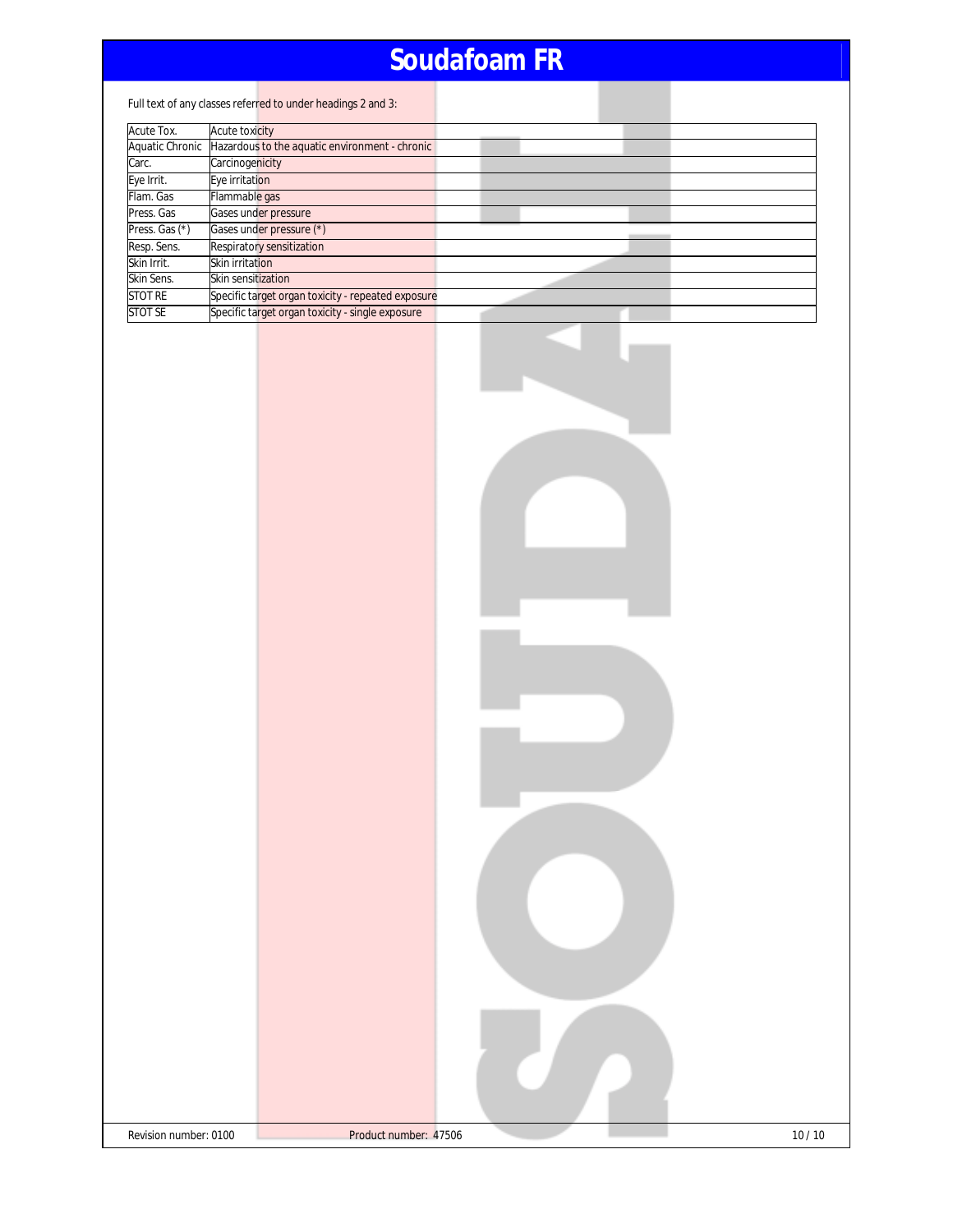Full text of any classes referred to under headings 2 and 3:

| | |
|---|---|
| Acute Tox. | Acute toxicity |
| Aquatic Chronic | Hazardous to the aquatic environment - chronic |
| Carc. | Carcinogenicity |
| Eye Irrit. | Eye irritation |
| Flam. Gas | Flammable gas |
| Press. Gas | Gases under pressure |
| Press. Gas (*) | Gases under pressure (*) |
| Resp. Sens. | Respiratory sensitization |
| Skin Irrit. | Skin irritation |
| Skin Sens. | Skin sensitization |
| STOT RE | Specific target organ toxicity - repeated exposure |
| STOT SE | Specific target organ toxicity - single exposure |